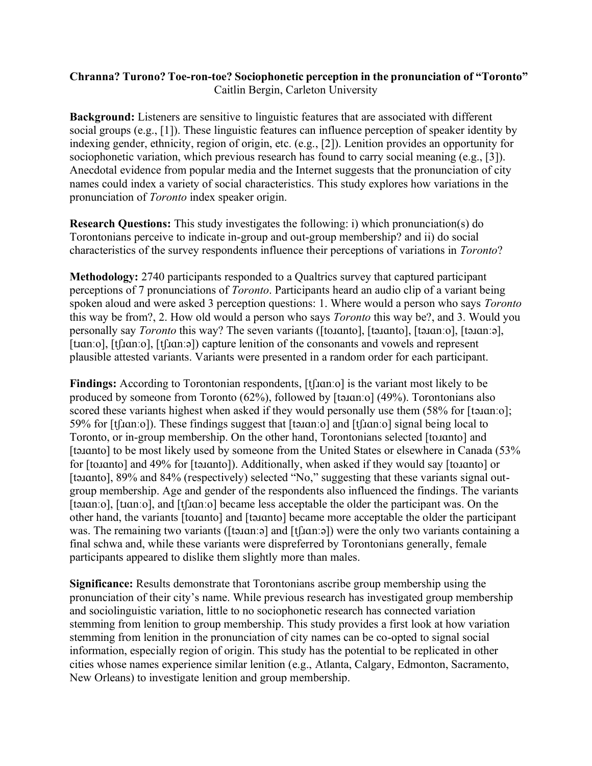**Chranna? Turono? Toe-ron-toe? Sociophonetic perception in the pronunciation of "Toronto"**
Caitlin Bergin, Carleton University

**Background:** Listeners are sensitive to linguistic features that are associated with different social groups (e.g., [1]). These linguistic features can influence perception of speaker identity by indexing gender, ethnicity, region of origin, etc. (e.g., [2]). Lenition provides an opportunity for sociophonetic variation, which previous research has found to carry social meaning (e.g., [3]). Anecdotal evidence from popular media and the Internet suggests that the pronunciation of city names could index a variety of social characteristics. This study explores how variations in the pronunciation of *Toronto* index speaker origin.

**Research Questions:** This study investigates the following: i) which pronunciation(s) do Torontonians perceive to indicate in-group and out-group membership? and ii) do social characteristics of the survey respondents influence their perceptions of variations in *Toronto*?

**Methodology:** 2740 participants responded to a Qualtrics survey that captured participant perceptions of 7 pronunciations of *Toronto*. Participants heard an audio clip of a variant being spoken aloud and were asked 3 perception questions: 1. Where would a person who says *Toronto* this way be from?, 2. How old would a person who says *Toronto* this way be?, and 3. Would you personally say *Toronto* this way? The seven variants ([toɹɑnto], [təɹɑnto], [təɹɑnːo], [təɹɑnːə], [tɹɑnːo], [tʃɹɑnːo], [tʃɹɑnːə]) capture lenition of the consonants and vowels and represent plausible attested variants. Variants were presented in a random order for each participant.

**Findings:** According to Torontonian respondents, [tʃɹɑnːo] is the variant most likely to be produced by someone from Toronto (62%), followed by [təɹɑnːo] (49%). Torontonians also scored these variants highest when asked if they would personally use them (58% for [təɹɑnːo]; 59% for [tʃɹɑnːo]). These findings suggest that [təɹɑnːo] and [tʃɹɑnːo] signal being local to Toronto, or in-group membership. On the other hand, Torontonians selected [toɹɑnto] and [təɹɑnto] to be most likely used by someone from the United States or elsewhere in Canada (53% for [toɹɑnto] and 49% for [təɹɑnto]). Additionally, when asked if they would say [toɹɑnto] or [təɹɑnto], 89% and 84% (respectively) selected "No," suggesting that these variants signal out-group membership. Age and gender of the respondents also influenced the findings. The variants [təɹɑnːo], [tɹɑnːo], and [tʃɹɑnːo] became less acceptable the older the participant was. On the other hand, the variants [toɹɑnto] and [təɹɑnto] became more acceptable the older the participant was. The remaining two variants ([təɹɑnːə] and [tʃɹɑnːə]) were the only two variants containing a final schwa and, while these variants were dispreferred by Torontonians generally, female participants appeared to dislike them slightly more than males.

**Significance:** Results demonstrate that Torontonians ascribe group membership using the pronunciation of their city's name. While previous research has investigated group membership and sociolinguistic variation, little to no sociophonetic research has connected variation stemming from lenition to group membership. This study provides a first look at how variation stemming from lenition in the pronunciation of city names can be co-opted to signal social information, especially region of origin. This study has the potential to be replicated in other cities whose names experience similar lenition (e.g., Atlanta, Calgary, Edmonton, Sacramento, New Orleans) to investigate lenition and group membership.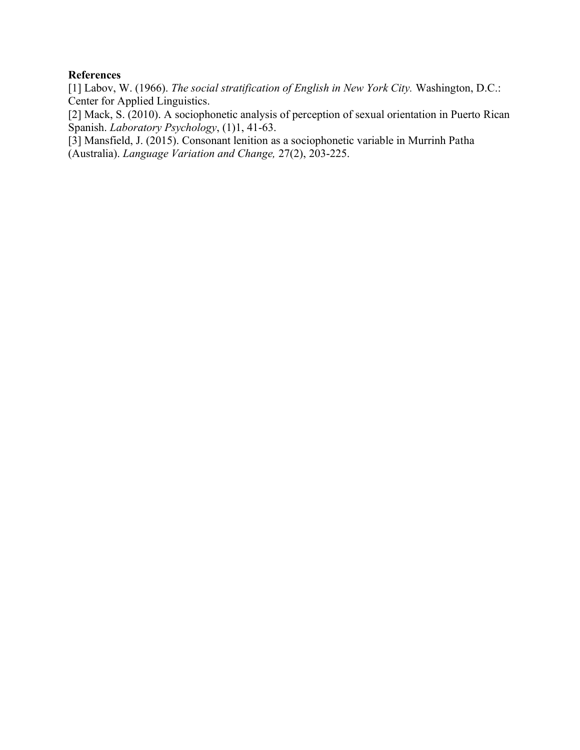**References**

[1] Labov, W. (1966). *The social stratification of English in New York City.* Washington, D.C.: Center for Applied Linguistics.

[2] Mack, S. (2010). A sociophonetic analysis of perception of sexual orientation in Puerto Rican Spanish. *Laboratory Psychology*, (1)1, 41-63.

[3] Mansfield, J. (2015). Consonant lenition as a sociophonetic variable in Murrinh Patha (Australia). *Language Variation and Change,* 27(2), 203-225.